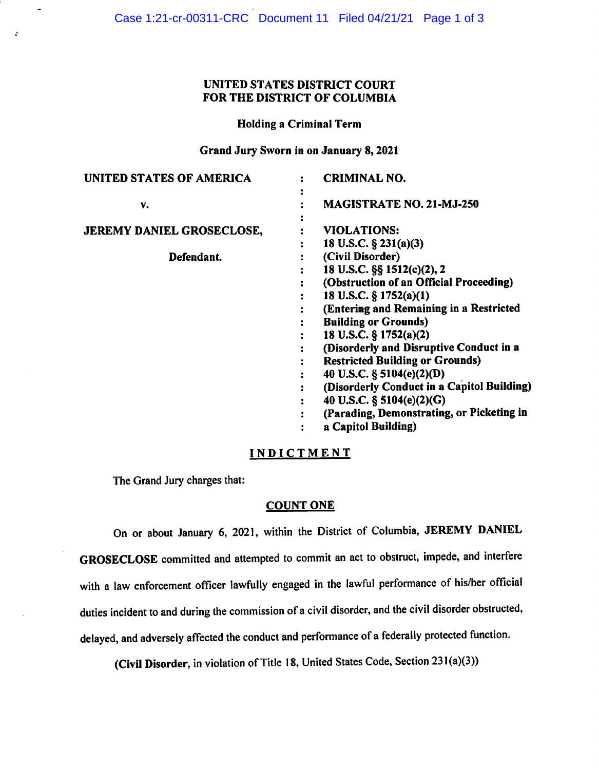**UNITED STATES DISTRICT COURT**
**FOR THE DISTRICT OF COLUMBIA**

**Holding a Criminal Term**

**Grand Jury Sworn in on January 8, 2021**

| | | |
|---|---|---|
| **UNITED STATES OF AMERICA** | : | **CRIMINAL NO.** |
| | : | |
| **v.** | : | **MAGISTRATE NO. 21-MJ-250** |
| | : | |
| **JEREMY DANIEL GROSECLOSE,** | : | **VIOLATIONS:** |
| | : | **18 U.S.C. § 231(a)(3)** |
| **Defendant.** | : | **(Civil Disorder)** |
| | : | **18 U.S.C. §§ 1512(c)(2), 2** |
| | : | **(Obstruction of an Official Proceeding)** |
| | : | **18 U.S.C. § 1752(a)(1)** |
| | : | **(Entering and Remaining in a Restricted Building or Grounds)** |
| | : | **18 U.S.C. § 1752(a)(2)** |
| | : | **(Disorderly and Disruptive Conduct in a Restricted Building or Grounds)** |
| | : | **40 U.S.C. § 5104(e)(2)(D)** |
| | : | **(Disorderly Conduct in a Capitol Building)** |
| | : | **40 U.S.C. § 5104(e)(2)(G)** |
| | : | **(Parading, Demonstrating, or Picketing in a Capitol Building)** |

# INDICTMENT

The Grand Jury charges that:

## COUNT ONE

On or about January 6, 2021, within the District of Columbia, **JEREMY DANIEL GROSECLOSE** committed and attempted to commit an act to obstruct, impede, and interfere with a law enforcement officer lawfully engaged in the lawful performance of his/her official duties incident to and during the commission of a civil disorder, and the civil disorder obstructed, delayed, and adversely affected the conduct and performance of a federally protected function.

(**Civil Disorder**, in violation of Title 18, United States Code, Section 231(a)(3))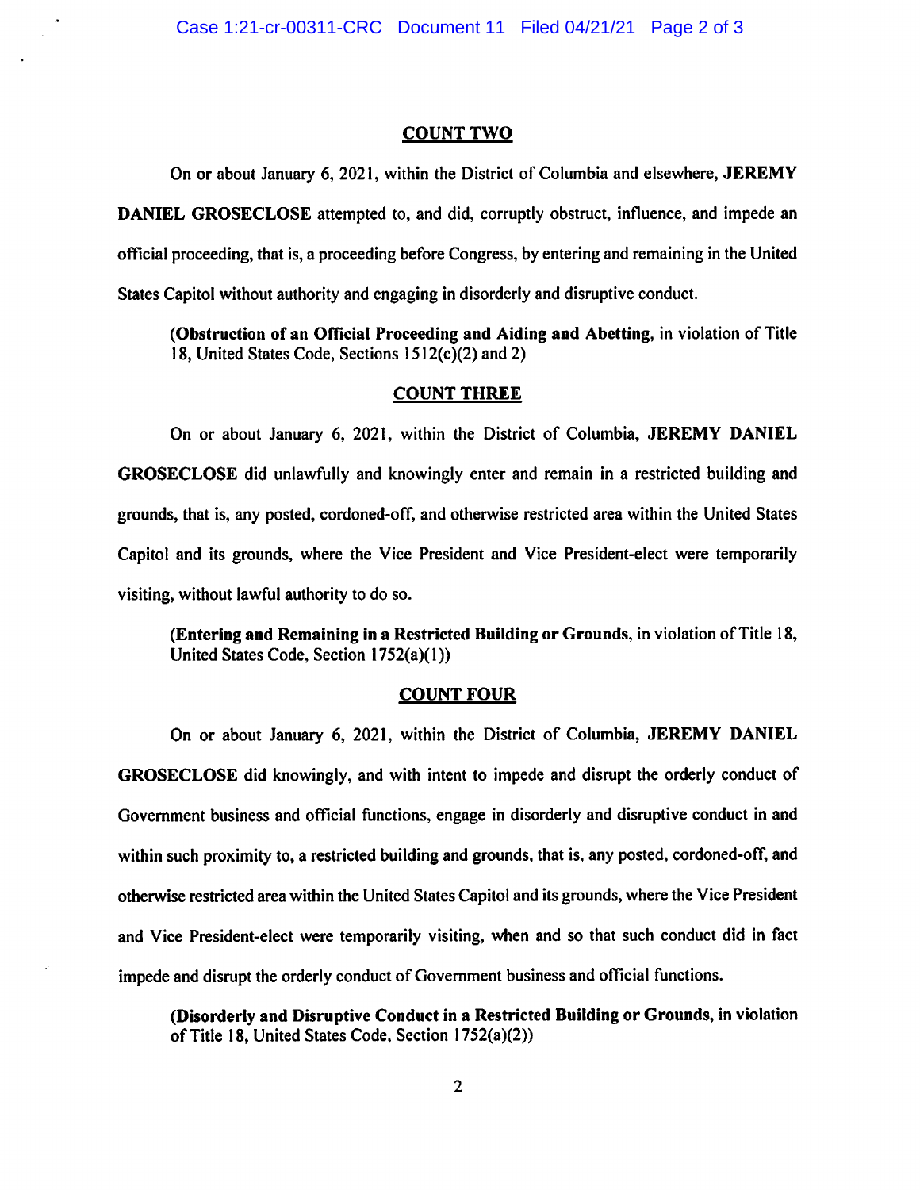## COUNT TWO

On or about January 6, 2021, within the District of Columbia and elsewhere, **JEREMY DANIEL GROSECLOSE** attempted to, and did, corruptly obstruct, influence, and impede an official proceeding, that is, a proceeding before Congress, by entering and remaining in the United States Capitol without authority and engaging in disorderly and disruptive conduct.

> **(Obstruction of an Official Proceeding and Aiding and Abetting,** in violation of Title 18, United States Code, Sections 1512(c)(2) and 2)

## COUNT THREE

On or about January 6, 2021, within the District of Columbia, **JEREMY DANIEL GROSECLOSE** did unlawfully and knowingly enter and remain in a restricted building and grounds, that is, any posted, cordoned-off, and otherwise restricted area within the United States Capitol and its grounds, where the Vice President and Vice President-elect were temporarily visiting, without lawful authority to do so.

> **(Entering and Remaining in a Restricted Building or Grounds,** in violation of Title 18, United States Code, Section 1752(a)(1))

## COUNT FOUR

On or about January 6, 2021, within the District of Columbia, **JEREMY DANIEL GROSECLOSE** did knowingly, and with intent to impede and disrupt the orderly conduct of Government business and official functions, engage in disorderly and disruptive conduct in and within such proximity to, a restricted building and grounds, that is, any posted, cordoned-off, and otherwise restricted area within the United States Capitol and its grounds, where the Vice President and Vice President-elect were temporarily visiting, when and so that such conduct did in fact impede and disrupt the orderly conduct of Government business and official functions.

> **(Disorderly and Disruptive Conduct in a Restricted Building or Grounds,** in violation of Title 18, United States Code, Section 1752(a)(2))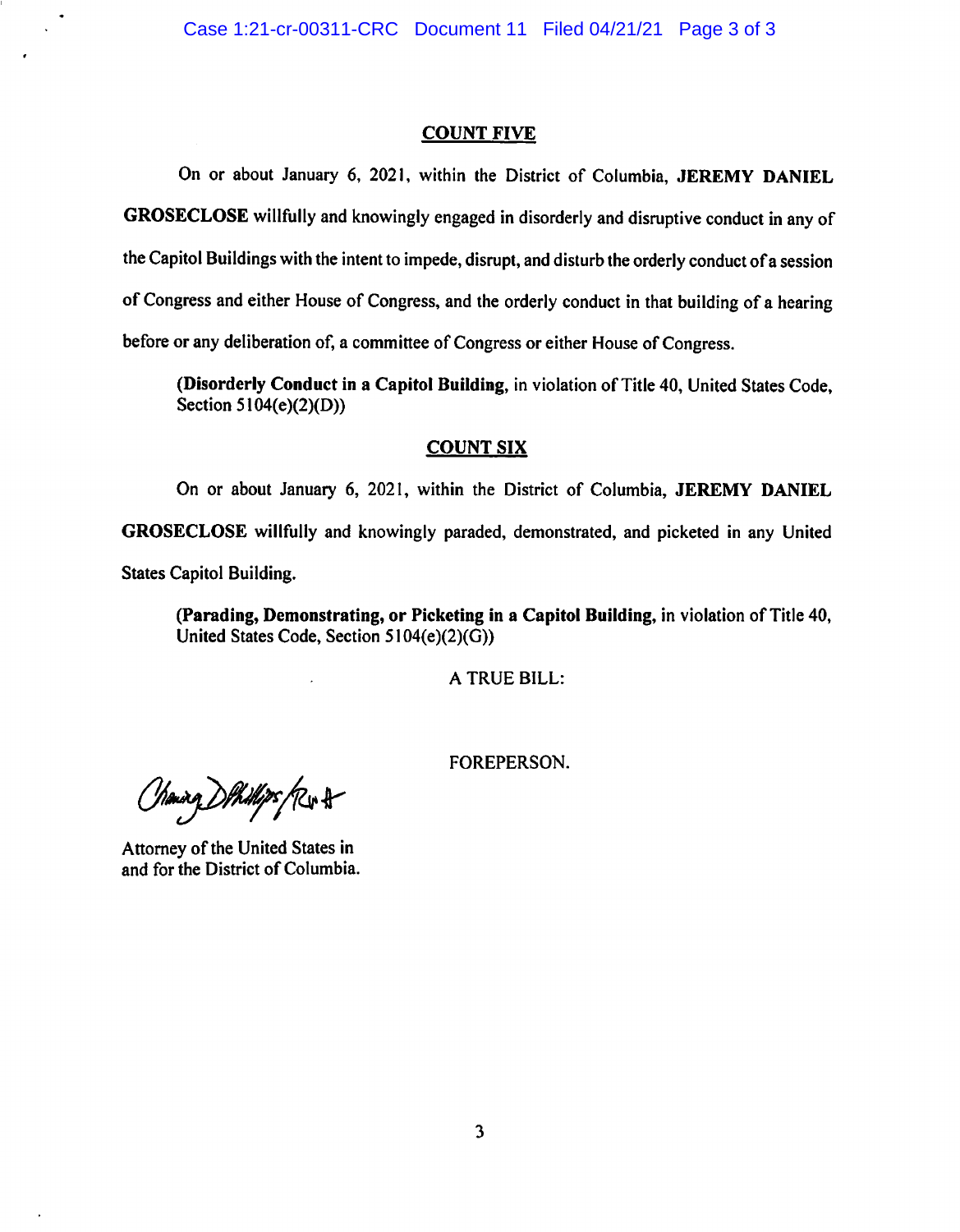## COUNT FIVE

On or about January 6, 2021, within the District of Columbia, **JEREMY DANIEL GROSECLOSE** willfully and knowingly engaged in disorderly and disruptive conduct in any of the Capitol Buildings with the intent to impede, disrupt, and disturb the orderly conduct of a session of Congress and either House of Congress, and the orderly conduct in that building of a hearing before or any deliberation of, a committee of Congress or either House of Congress.

> (**Disorderly Conduct in a Capitol Building**, in violation of Title 40, United States Code, Section 5104(e)(2)(D))

## COUNT SIX

On or about January 6, 2021, within the District of Columbia, **JEREMY DANIEL GROSECLOSE** willfully and knowingly paraded, demonstrated, and picketed in any United States Capitol Building.

> (**Parading, Demonstrating, or Picketing in a Capitol Building**, in violation of Title 40, United States Code, Section 5104(e)(2)(G))

A TRUE BILL:

FOREPERSON.

Channing D. Phillips / RWA

Attorney of the United States in
and for the District of Columbia.